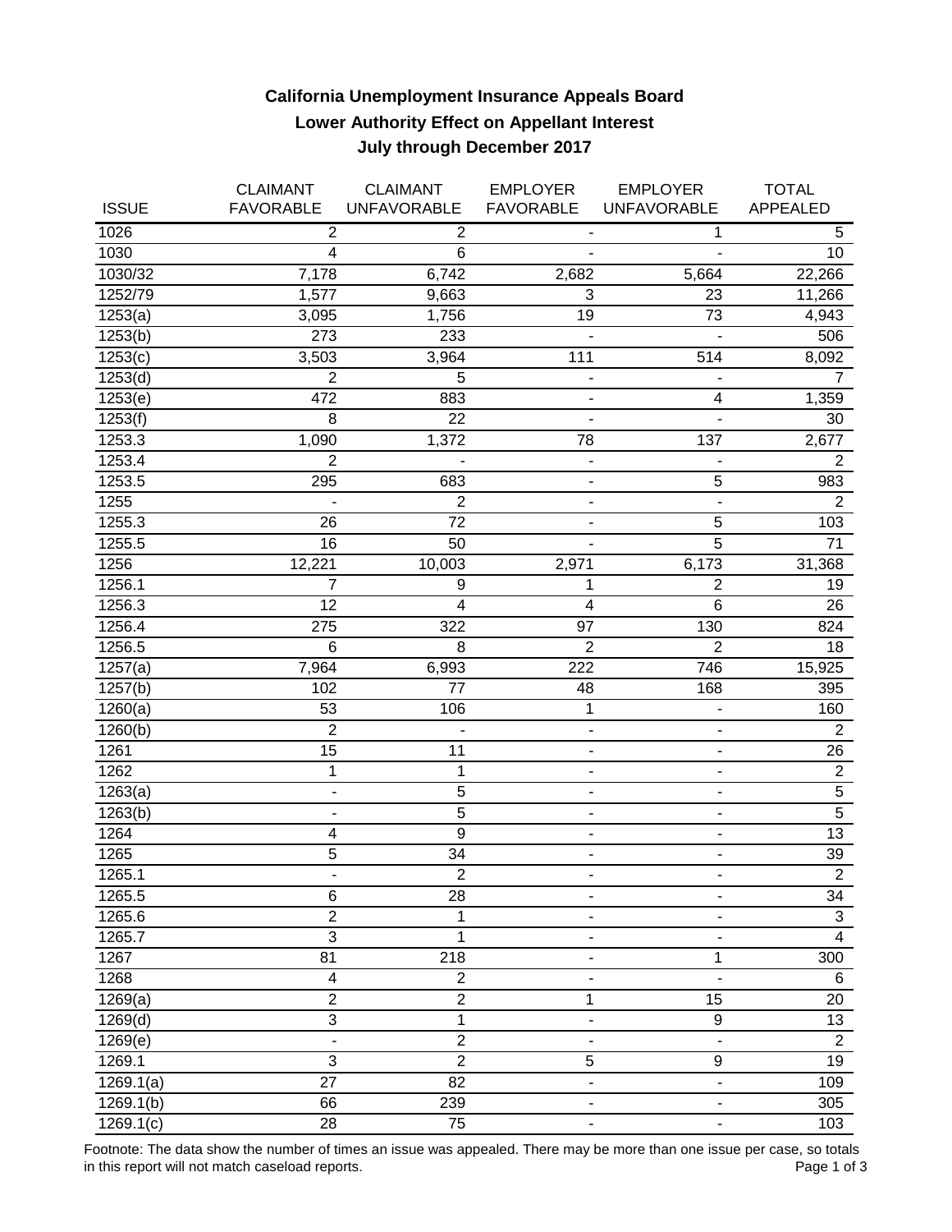# California Unemployment Insurance Appeals Board
## Lower Authority Effect on Appellant Interest
## July through December 2017

| ISSUE | CLAIMANT FAVORABLE | CLAIMANT UNFAVORABLE | EMPLOYER FAVORABLE | EMPLOYER UNFAVORABLE | TOTAL APPEALED |
|---|---|---|---|---|---|
| 1026 | 2 | 2 | - | 1 | 5 |
| 1030 | 4 | 6 | - | - | 10 |
| 1030/32 | 7,178 | 6,742 | 2,682 | 5,664 | 22,266 |
| 1252/79 | 1,577 | 9,663 | 3 | 23 | 11,266 |
| 1253(a) | 3,095 | 1,756 | 19 | 73 | 4,943 |
| 1253(b) | 273 | 233 | - | - | 506 |
| 1253(c) | 3,503 | 3,964 | 111 | 514 | 8,092 |
| 1253(d) | 2 | 5 | - | - | 7 |
| 1253(e) | 472 | 883 | - | 4 | 1,359 |
| 1253(f) | 8 | 22 | - | - | 30 |
| 1253.3 | 1,090 | 1,372 | 78 | 137 | 2,677 |
| 1253.4 | 2 | - | - | - | 2 |
| 1253.5 | 295 | 683 | - | 5 | 983 |
| 1255 | - | 2 | - | - | 2 |
| 1255.3 | 26 | 72 | - | 5 | 103 |
| 1255.5 | 16 | 50 | - | 5 | 71 |
| 1256 | 12,221 | 10,003 | 2,971 | 6,173 | 31,368 |
| 1256.1 | 7 | 9 | 1 | 2 | 19 |
| 1256.3 | 12 | 4 | 4 | 6 | 26 |
| 1256.4 | 275 | 322 | 97 | 130 | 824 |
| 1256.5 | 6 | 8 | 2 | 2 | 18 |
| 1257(a) | 7,964 | 6,993 | 222 | 746 | 15,925 |
| 1257(b) | 102 | 77 | 48 | 168 | 395 |
| 1260(a) | 53 | 106 | 1 | - | 160 |
| 1260(b) | 2 | - | - | - | 2 |
| 1261 | 15 | 11 | - | - | 26 |
| 1262 | 1 | 1 | - | - | 2 |
| 1263(a) | - | 5 | - | - | 5 |
| 1263(b) | - | 5 | - | - | 5 |
| 1264 | 4 | 9 | - | - | 13 |
| 1265 | 5 | 34 | - | - | 39 |
| 1265.1 | - | 2 | - | - | 2 |
| 1265.5 | 6 | 28 | - | - | 34 |
| 1265.6 | 2 | 1 | - | - | 3 |
| 1265.7 | 3 | 1 | - | - | 4 |
| 1267 | 81 | 218 | - | 1 | 300 |
| 1268 | 4 | 2 | - | - | 6 |
| 1269(a) | 2 | 2 | 1 | 15 | 20 |
| 1269(d) | 3 | 1 | - | 9 | 13 |
| 1269(e) | - | 2 | - | - | 2 |
| 1269.1 | 3 | 2 | 5 | 9 | 19 |
| 1269.1(a) | 27 | 82 | - | - | 109 |
| 1269.1(b) | 66 | 239 | - | - | 305 |
| 1269.1(c) | 28 | 75 | - | - | 103 |

Footnote: The data show the number of times an issue was appealed. There may be more than one issue per case, so totals in this report will not match caseload reports.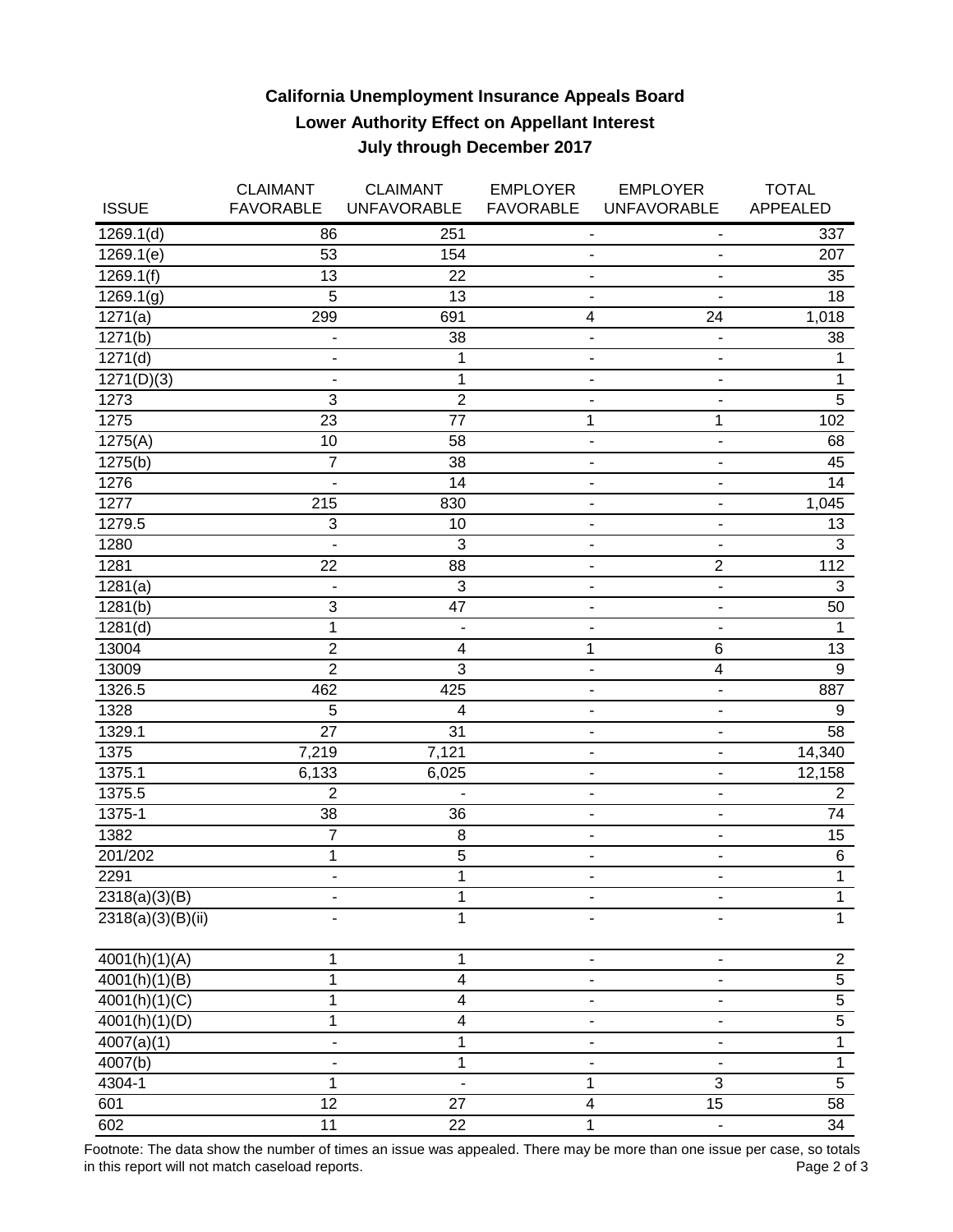# California Unemployment Insurance Appeals Board

## Lower Authority Effect on Appellant Interest

## July through December 2017

| ISSUE | CLAIMANT FAVORABLE | CLAIMANT UNFAVORABLE | EMPLOYER FAVORABLE | EMPLOYER UNFAVORABLE | TOTAL APPEALED |
|---|---|---|---|---|---|
| 1269.1(d) | 86 | 251 | - | - | 337 |
| 1269.1(e) | 53 | 154 | - | - | 207 |
| 1269.1(f) | 13 | 22 | - | - | 35 |
| 1269.1(g) | 5 | 13 | - | - | 18 |
| 1271(a) | 299 | 691 | 4 | 24 | 1,018 |
| 1271(b) | - | 38 | - | - | 38 |
| 1271(d) | - | 1 | - | - | 1 |
| 1271(D)(3) | - | 1 | - | - | 1 |
| 1273 | 3 | 2 | - | - | 5 |
| 1275 | 23 | 77 | 1 | 1 | 102 |
| 1275(A) | 10 | 58 | - | - | 68 |
| 1275(b) | 7 | 38 | - | - | 45 |
| 1276 | - | 14 | - | - | 14 |
| 1277 | 215 | 830 | - | - | 1,045 |
| 1279.5 | 3 | 10 | - | - | 13 |
| 1280 | - | 3 | - | - | 3 |
| 1281 | 22 | 88 | - | 2 | 112 |
| 1281(a) | - | 3 | - | - | 3 |
| 1281(b) | 3 | 47 | - | - | 50 |
| 1281(d) | 1 | - | - | - | 1 |
| 13004 | 2 | 4 | 1 | 6 | 13 |
| 13009 | 2 | 3 | - | 4 | 9 |
| 1326.5 | 462 | 425 | - | - | 887 |
| 1328 | 5 | 4 | - | - | 9 |
| 1329.1 | 27 | 31 | - | - | 58 |
| 1375 | 7,219 | 7,121 | - | - | 14,340 |
| 1375.1 | 6,133 | 6,025 | - | - | 12,158 |
| 1375.5 | 2 | - | - | - | 2 |
| 1375-1 | 38 | 36 | - | - | 74 |
| 1382 | 7 | 8 | - | - | 15 |
| 201/202 | 1 | 5 | - | - | 6 |
| 2291 | - | 1 | - | - | 1 |
| 2318(a)(3)(B) | - | 1 | - | - | 1 |
| 2318(a)(3)(B)(ii) | - | 1 | - | - | 1 |
| 4001(h)(1)(A) | 1 | 1 | - | - | 2 |
| 4001(h)(1)(B) | 1 | 4 | - | - | 5 |
| 4001(h)(1)(C) | 1 | 4 | - | - | 5 |
| 4001(h)(1)(D) | 1 | 4 | - | - | 5 |
| 4007(a)(1) | - | 1 | - | - | 1 |
| 4007(b) | - | 1 | - | - | 1 |
| 4304-1 | 1 | - | 1 | 3 | 5 |
| 601 | 12 | 27 | 4 | 15 | 58 |
| 602 | 11 | 22 | 1 | - | 34 |

Footnote: The data show the number of times an issue was appealed. There may be more than one issue per case, so totals in this report will not match caseload reports.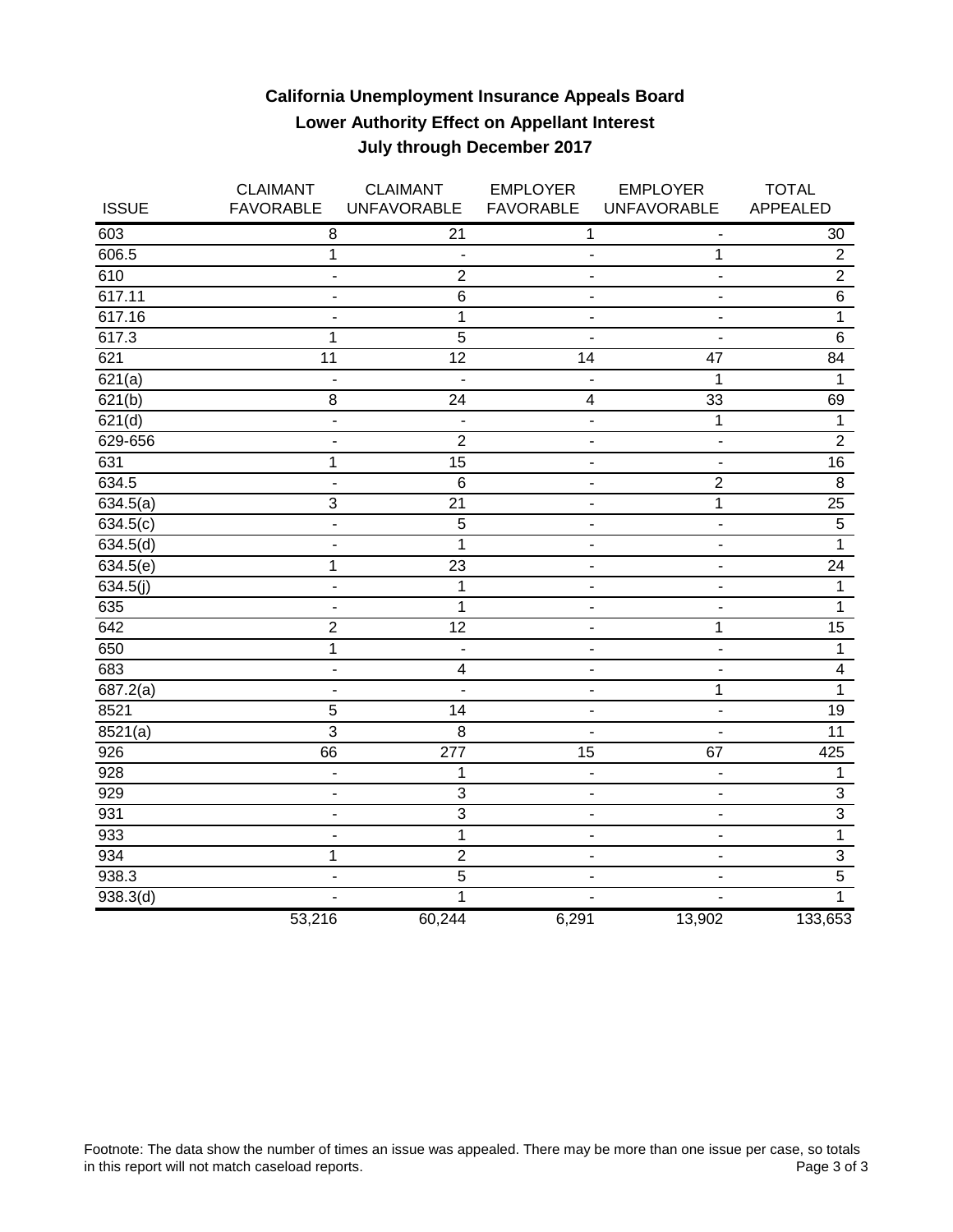**California Unemployment Insurance Appeals Board**

**Lower Authority Effect on Appellant Interest**

**July through December 2017**

| ISSUE | CLAIMANT FAVORABLE | CLAIMANT UNFAVORABLE | EMPLOYER FAVORABLE | EMPLOYER UNFAVORABLE | TOTAL APPEALED |
|---|---|---|---|---|---|
| 603 | 8 | 21 | 1 | - | 30 |
| 606.5 | 1 | - | - | 1 | 2 |
| 610 | - | 2 | - | - | 2 |
| 617.11 | - | 6 | - | - | 6 |
| 617.16 | - | 1 | - | - | 1 |
| 617.3 | 1 | 5 | - | - | 6 |
| 621 | 11 | 12 | 14 | 47 | 84 |
| 621(a) | - | - | - | 1 | 1 |
| 621(b) | 8 | 24 | 4 | 33 | 69 |
| 621(d) | - | - | - | 1 | 1 |
| 629-656 | - | 2 | - | - | 2 |
| 631 | 1 | 15 | - | - | 16 |
| 634.5 | - | 6 | - | 2 | 8 |
| 634.5(a) | 3 | 21 | - | 1 | 25 |
| 634.5(c) | - | 5 | - | - | 5 |
| 634.5(d) | - | 1 | - | - | 1 |
| 634.5(e) | 1 | 23 | - | - | 24 |
| 634.5(j) | - | 1 | - | - | 1 |
| 635 | - | 1 | - | - | 1 |
| 642 | 2 | 12 | - | 1 | 15 |
| 650 | 1 | - | - | - | 1 |
| 683 | - | 4 | - | - | 4 |
| 687.2(a) | - | - | - | 1 | 1 |
| 8521 | 5 | 14 | - | - | 19 |
| 8521(a) | 3 | 8 | - | - | 11 |
| 926 | 66 | 277 | 15 | 67 | 425 |
| 928 | - | 1 | - | - | 1 |
| 929 | - | 3 | - | - | 3 |
| 931 | - | 3 | - | - | 3 |
| 933 | - | 1 | - | - | 1 |
| 934 | 1 | 2 | - | - | 3 |
| 938.3 | - | 5 | - | - | 5 |
| 938.3(d) | - | 1 | - | - | 1 |
| | 53,216 | 60,244 | 6,291 | 13,902 | 133,653 |

Footnote: The data show the number of times an issue was appealed. There may be more than one issue per case, so totals in this report will not match caseload reports.